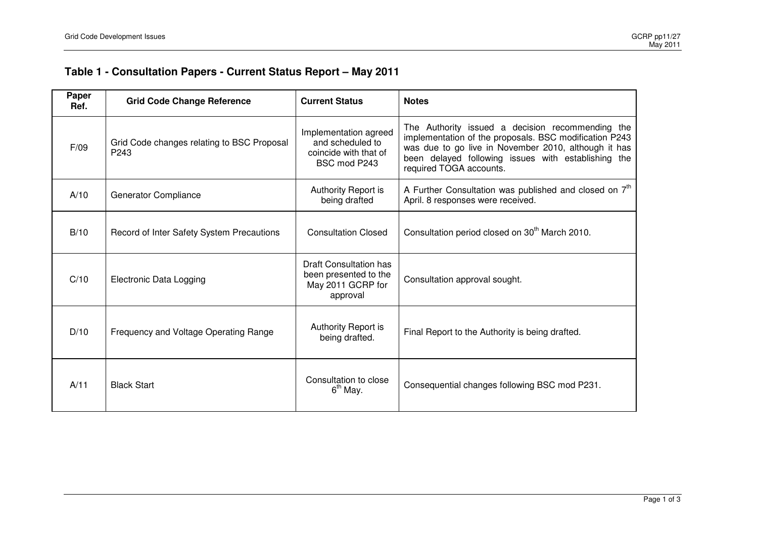## Table 1 - Consultation Papers - Current Status Report – May 2011

| Paper Ref. | Grid Code Change Reference | Current Status | Notes |
|---|---|---|---|
| F/09 | Grid Code changes relating to BSC Proposal P243 | Implementation agreed and scheduled to coincide with that of BSC mod P243 | The Authority issued a decision recommending the implementation of the proposals. BSC modification P243 was due to go live in November 2010, although it has been delayed following issues with establishing the required TOGA accounts. |
| A/10 | Generator Compliance | Authority Report is being drafted | A Further Consultation was published and closed on 7th April. 8 responses were received. |
| B/10 | Record of Inter Safety System Precautions | Consultation Closed | Consultation period closed on 30th March 2010. |
| C/10 | Electronic Data Logging | Draft Consultation has been presented to the May 2011 GCRP for approval | Consultation approval sought. |
| D/10 | Frequency and Voltage Operating Range | Authority Report is being drafted. | Final Report to the Authority is being drafted. |
| A/11 | Black Start | Consultation to close 6th May. | Consequential changes following BSC mod P231. |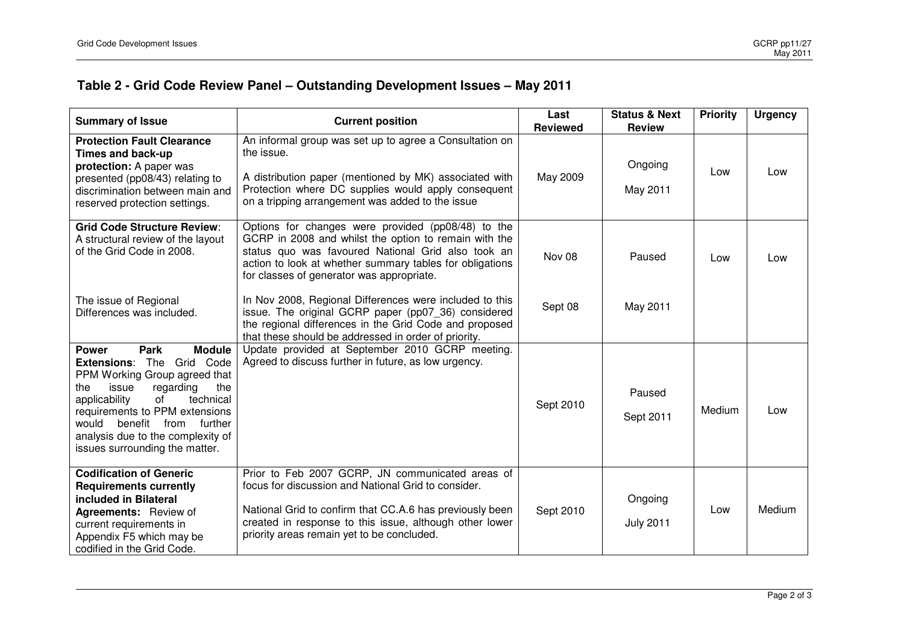## Table 2 - Grid Code Review Panel – Outstanding Development Issues – May 2011

| Summary of Issue | Current position | Last Reviewed | Status & Next Review | Priority | Urgency |
|---|---|---|---|---|---|
| **Protection Fault Clearance Times and back-up protection:** A paper was presented (pp08/43) relating to discrimination between main and reserved protection settings. | An informal group was set up to agree a Consultation on the issue.<br><br>A distribution paper (mentioned by MK) associated with Protection where DC supplies would apply consequent on a tripping arrangement was added to the issue | May 2009 | Ongoing<br><br>May 2011 | Low | Low |
| **Grid Code Structure Review**: A structural review of the layout of the Grid Code in 2008. | Options for changes were provided (pp08/48) to the GCRP in 2008 and whilst the option to remain with the status quo was favoured National Grid also took an action to look at whether summary tables for obligations for classes of generator was appropriate. | Nov 08 | Paused | Low | Low |
| The issue of Regional Differences was included. | In Nov 2008, Regional Differences were included to this issue. The original GCRP paper (pp07_36) considered the regional differences in the Grid Code and proposed that these should be addressed in order of priority. | Sept 08 | May 2011 | | |
| **Power Park Module Extensions**: The Grid Code PPM Working Group agreed that the issue regarding the applicability of technical requirements to PPM extensions would benefit from further analysis due to the complexity of issues surrounding the matter. | Update provided at September 2010 GCRP meeting. Agreed to discuss further in future, as low urgency. | Sept 2010 | Paused<br><br>Sept 2011 | Medium | Low |
| **Codification of Generic Requirements currently included in Bilateral Agreements:** Review of current requirements in Appendix F5 which may be codified in the Grid Code. | Prior to Feb 2007 GCRP, JN communicated areas of focus for discussion and National Grid to consider.<br><br>National Grid to confirm that CC.A.6 has previously been created in response to this issue, although other lower priority areas remain yet to be concluded. | Sept 2010 | Ongoing<br><br>July 2011 | Low | Medium |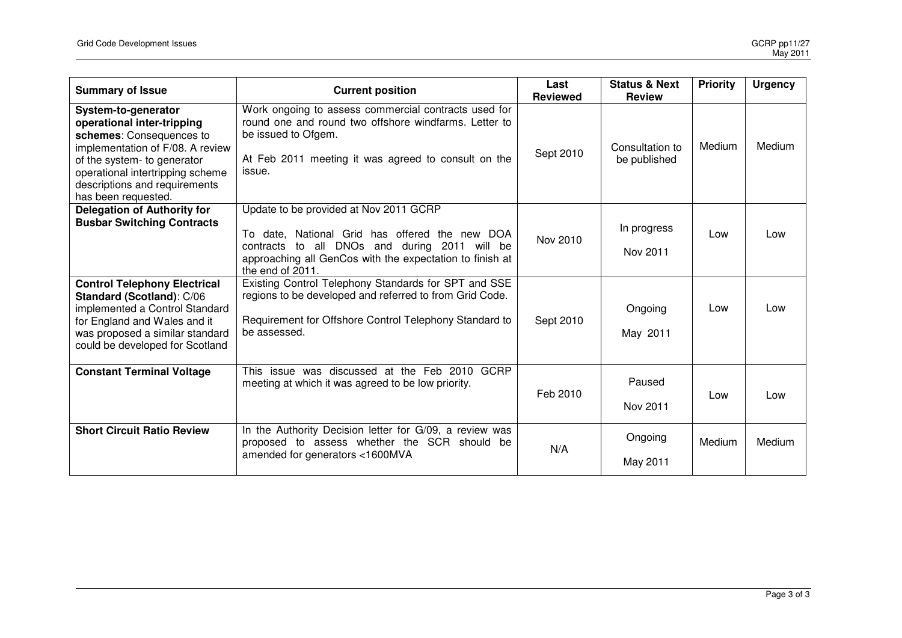| Summary of Issue | Current position | Last Reviewed | Status & Next Review | Priority | Urgency |
|---|---|---|---|---|---|
| **System-to-generator operational inter-tripping schemes**: Consequences to implementation of F/08. A review of the system- to generator operational intertripping scheme descriptions and requirements has been requested. | Work ongoing to assess commercial contracts used for round one and round two offshore windfarms. Letter to be issued to Ofgem.<br><br>At Feb 2011 meeting it was agreed to consult on the issue. | Sept 2010 | Consultation to be published | Medium | Medium |
| **Delegation of Authority for Busbar Switching Contracts** | Update to be provided at Nov 2011 GCRP<br><br>To date, National Grid has offered the new DOA contracts to all DNOs and during 2011 will be approaching all GenCos with the expectation to finish at the end of 2011. | Nov 2010 | In progress<br><br>Nov 2011 | Low | Low |
| **Control Telephony Electrical Standard (Scotland)**: C/06 implemented a Control Standard for England and Wales and it was proposed a similar standard could be developed for Scotland | Existing Control Telephony Standards for SPT and SSE regions to be developed and referred to from Grid Code.<br><br>Requirement for Offshore Control Telephony Standard to be assessed. | Sept 2010 | Ongoing<br><br>May 2011 | Low | Low |
| **Constant Terminal Voltage** | This issue was discussed at the Feb 2010 GCRP meeting at which it was agreed to be low priority. | Feb 2010 | Paused<br><br>Nov 2011 | Low | Low |
| **Short Circuit Ratio Review** | In the Authority Decision letter for G/09, a review was proposed to assess whether the SCR should be amended for generators <1600MVA | N/A | Ongoing<br><br>May 2011 | Medium | Medium |